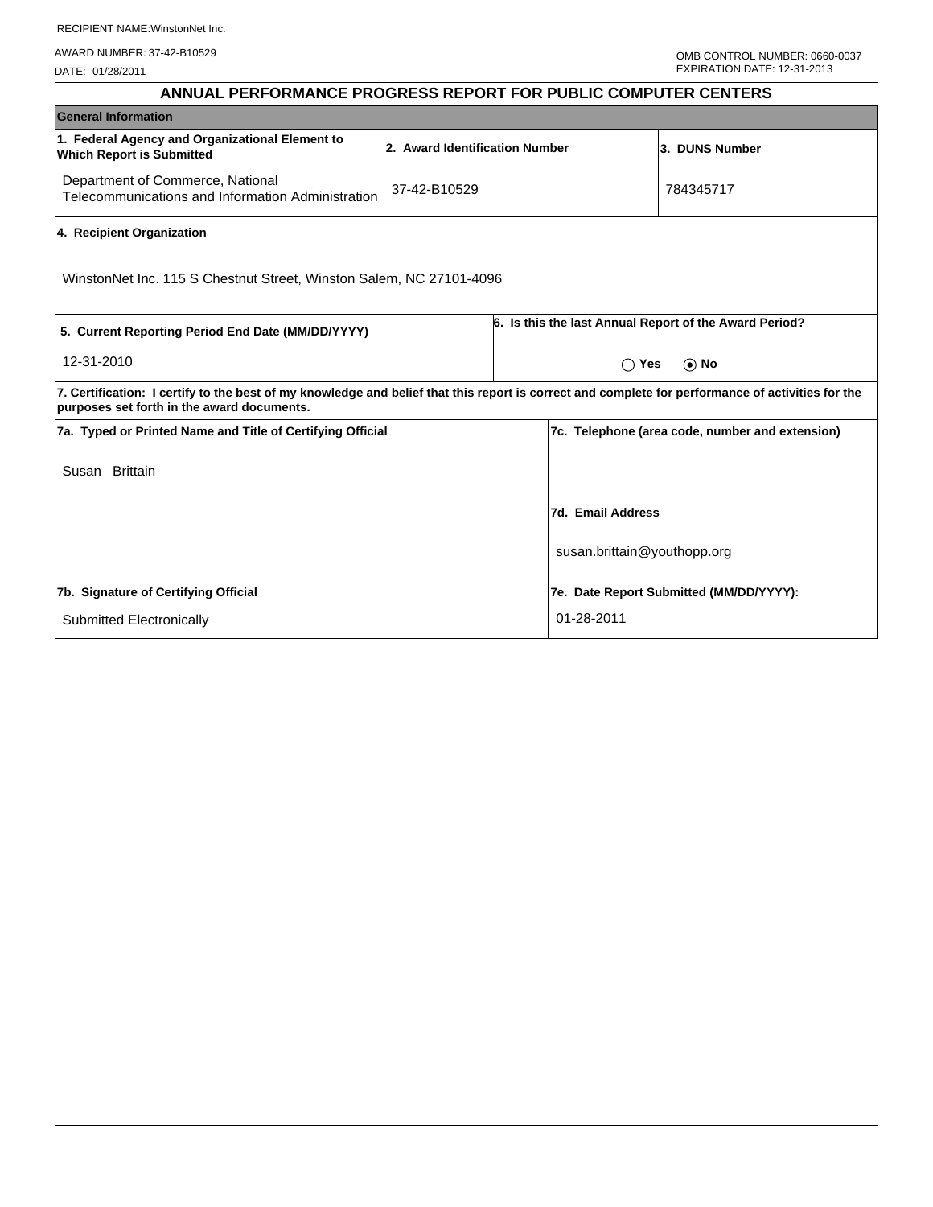RECIPIENT NAME:WinstonNet Inc.

AWARD NUMBER: 37-42-B10529

DATE: 01/28/2011

OMB CONTROL NUMBER: 0660-0037
EXPIRATION DATE: 12-31-2013

# ANNUAL PERFORMANCE PROGRESS REPORT FOR PUBLIC COMPUTER CENTERS

## General Information

| 1. Federal Agency and Organizational Element to Which Report is Submitted | 2. Award Identification Number | 3. DUNS Number |
|---|---|---|
| Department of Commerce, National Telecommunications and Information Administration | 37-42-B10529 | 784345717 |

**4. Recipient Organization**

WinstonNet Inc. 115 S Chestnut Street, Winston Salem, NC 27101-4096

| 5. Current Reporting Period End Date (MM/DD/YYYY) | 6. Is this the last Annual Report of the Award Period? |
|---|---|
| 12-31-2010 | ◯ Yes ⦿ No |

**7. Certification: I certify to the best of my knowledge and belief that this report is correct and complete for performance of activities for the purposes set forth in the award documents.**

| 7a. Typed or Printed Name and Title of Certifying Official | 7c. Telephone (area code, number and extension) |
|---|---|
| Susan Brittain | |
| | **7d. Email Address** |
| | susan.brittain@youthopp.org |
| **7b. Signature of Certifying Official** | **7e. Date Report Submitted (MM/DD/YYYY):** |
| Submitted Electronically | 01-28-2011 |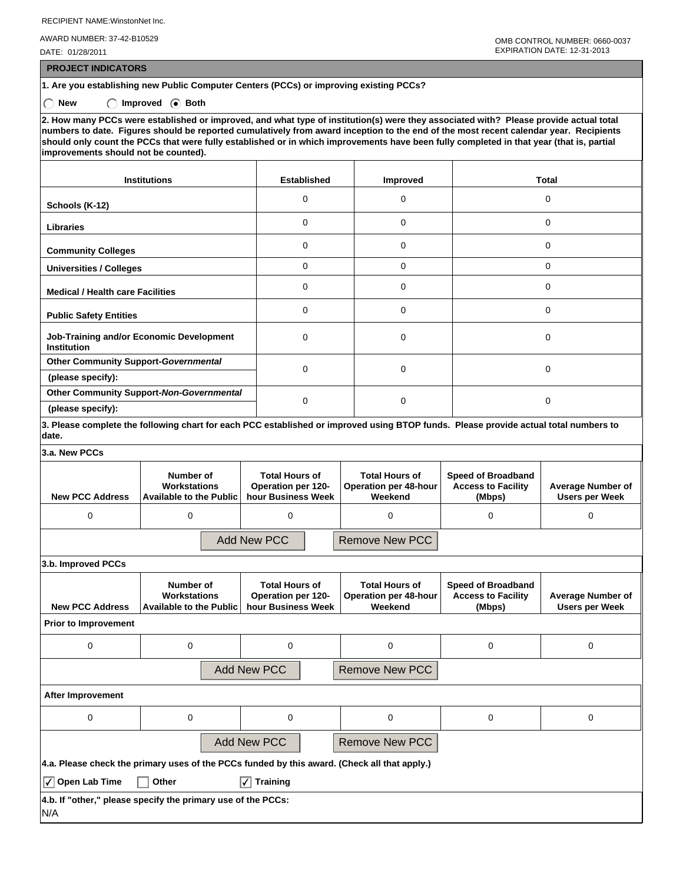RECIPIENT NAME:WinstonNet Inc.

AWARD NUMBER: 37-42-B10529

DATE: 01/28/2011

OMB CONTROL NUMBER: 0660-0037
EXPIRATION DATE: 12-31-2013

## PROJECT INDICATORS

**1. Are you establishing new Public Computer Centers (PCCs) or improving existing PCCs?**

○ New ○ Improved ◉ Both

**2. How many PCCs were established or improved, and what type of institution(s) were they associated with? Please provide actual total numbers to date. Figures should be reported cumulatively from award inception to the end of the most recent calendar year. Recipients should only count the PCCs that were fully established or in which improvements have been fully completed in that year (that is, partial improvements should not be counted).**

| Institutions | Established | Improved | Total |
|---|---|---|---|
| Schools (K-12) | 0 | 0 | 0 |
| Libraries | 0 | 0 | 0 |
| Community Colleges | 0 | 0 | 0 |
| Universities / Colleges | 0 | 0 | 0 |
| Medical / Health care Facilities | 0 | 0 | 0 |
| Public Safety Entities | 0 | 0 | 0 |
| Job-Training and/or Economic Development Institution | 0 | 0 | 0 |
| Other Community Support-*Governmental* (please specify): | 0 | 0 | 0 |
| Other Community Support-*Non-Governmental* (please specify): | 0 | 0 | 0 |

**3. Please complete the following chart for each PCC established or improved using BTOP funds. Please provide actual total numbers to date.**

**3.a. New PCCs**

| New PCC Address | Number of Workstations Available to the Public | Total Hours of Operation per 120-hour Business Week | Total Hours of Operation per 48-hour Weekend | Speed of Broadband Access to Facility (Mbps) | Average Number of Users per Week |
|---|---|---|---|---|---|
| 0 | 0 | 0 | 0 | 0 | 0 |

Add New PCC | Remove New PCC

**3.b. Improved PCCs**

| New PCC Address | Number of Workstations Available to the Public | Total Hours of Operation per 120-hour Business Week | Total Hours of Operation per 48-hour Weekend | Speed of Broadband Access to Facility (Mbps) | Average Number of Users per Week |
|---|---|---|---|---|---|
| **Prior to Improvement** | | | | | |
| 0 | 0 | 0 | 0 | 0 | 0 |
| **After Improvement** | | | | | |
| 0 | 0 | 0 | 0 | 0 | 0 |

Add New PCC | Remove New PCC

**4.a. Please check the primary uses of the PCCs funded by this award. (Check all that apply.)**

☑ Open Lab Time ☐ Other ☑ Training

**4.b. If "other," please specify the primary use of the PCCs:**

N/A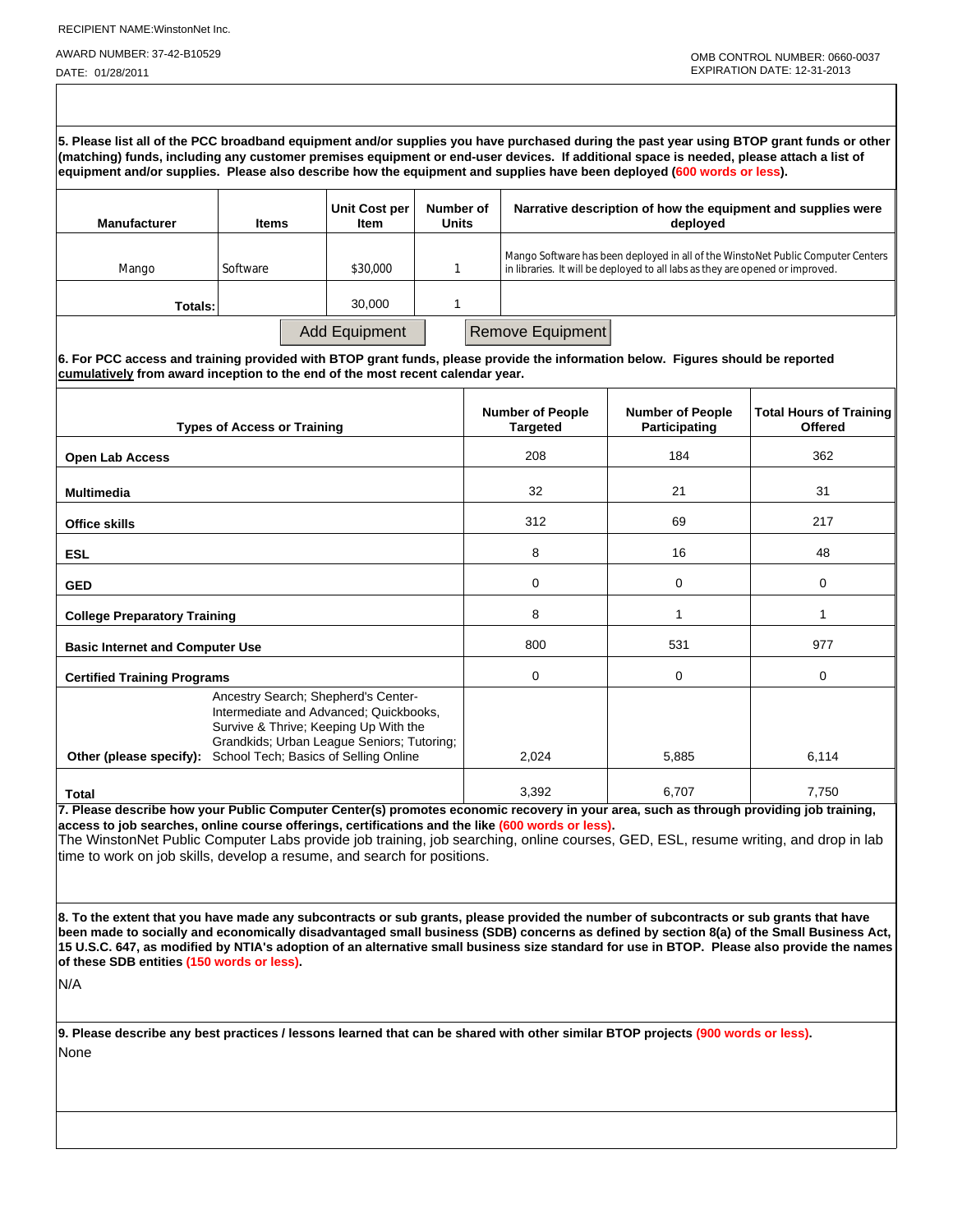RECIPIENT NAME:WinstonNet Inc.

AWARD NUMBER: 37-42-B10529

DATE: 01/28/2011

OMB CONTROL NUMBER: 0660-0037
EXPIRATION DATE: 12-31-2013

**5. Please list all of the PCC broadband equipment and/or supplies you have purchased during the past year using BTOP grant funds or other (matching) funds, including any customer premises equipment or end-user devices. If additional space is needed, please attach a list of equipment and/or supplies. Please also describe how the equipment and supplies have been deployed (600 words or less).**

| Manufacturer | Items | Unit Cost per Item | Number of Units | Narrative description of how the equipment and supplies were deployed |
|---|---|---|---|---|
| Mango | Software | $30,000 | 1 | Mango Software has been deployed in all of the WinstoNet Public Computer Centers in libraries. It will be deployed to all labs as they are opened or improved. |
| **Totals:** | | 30,000 | 1 | |

Add Equipment | Remove Equipment

**6. For PCC access and training provided with BTOP grant funds, please provide the information below. Figures should be reported cumulatively from award inception to the end of the most recent calendar year.**

| Types of Access or Training | Number of People Targeted | Number of People Participating | Total Hours of Training Offered |
|---|---|---|---|
| **Open Lab Access** | 208 | 184 | 362 |
| **Multimedia** | 32 | 21 | 31 |
| **Office skills** | 312 | 69 | 217 |
| **ESL** | 8 | 16 | 48 |
| **GED** | 0 | 0 | 0 |
| **College Preparatory Training** | 8 | 1 | 1 |
| **Basic Internet and Computer Use** | 800 | 531 | 977 |
| **Certified Training Programs** | 0 | 0 | 0 |
| **Other (please specify):** Ancestry Search; Shepherd's Center-Intermediate and Advanced; Quickbooks, Survive & Thrive; Keeping Up With the Grandkids; Urban League Seniors; Tutoring; School Tech; Basics of Selling Online | 2,024 | 5,885 | 6,114 |
| **Total** | 3,392 | 6,707 | 7,750 |

**7. Please describe how your Public Computer Center(s) promotes economic recovery in your area, such as through providing job training, access to job searches, online course offerings, certifications and the like (600 words or less).**

The WinstonNet Public Computer Labs provide job training, job searching, online courses, GED, ESL, resume writing, and drop in lab time to work on job skills, develop a resume, and search for positions.

**8. To the extent that you have made any subcontracts or sub grants, please provided the number of subcontracts or sub grants that have been made to socially and economically disadvantaged small business (SDB) concerns as defined by section 8(a) of the Small Business Act, 15 U.S.C. 647, as modified by NTIA's adoption of an alternative small business size standard for use in BTOP. Please also provide the names of these SDB entities (150 words or less).**

N/A

**9. Please describe any best practices / lessons learned that can be shared with other similar BTOP projects (900 words or less).**

None